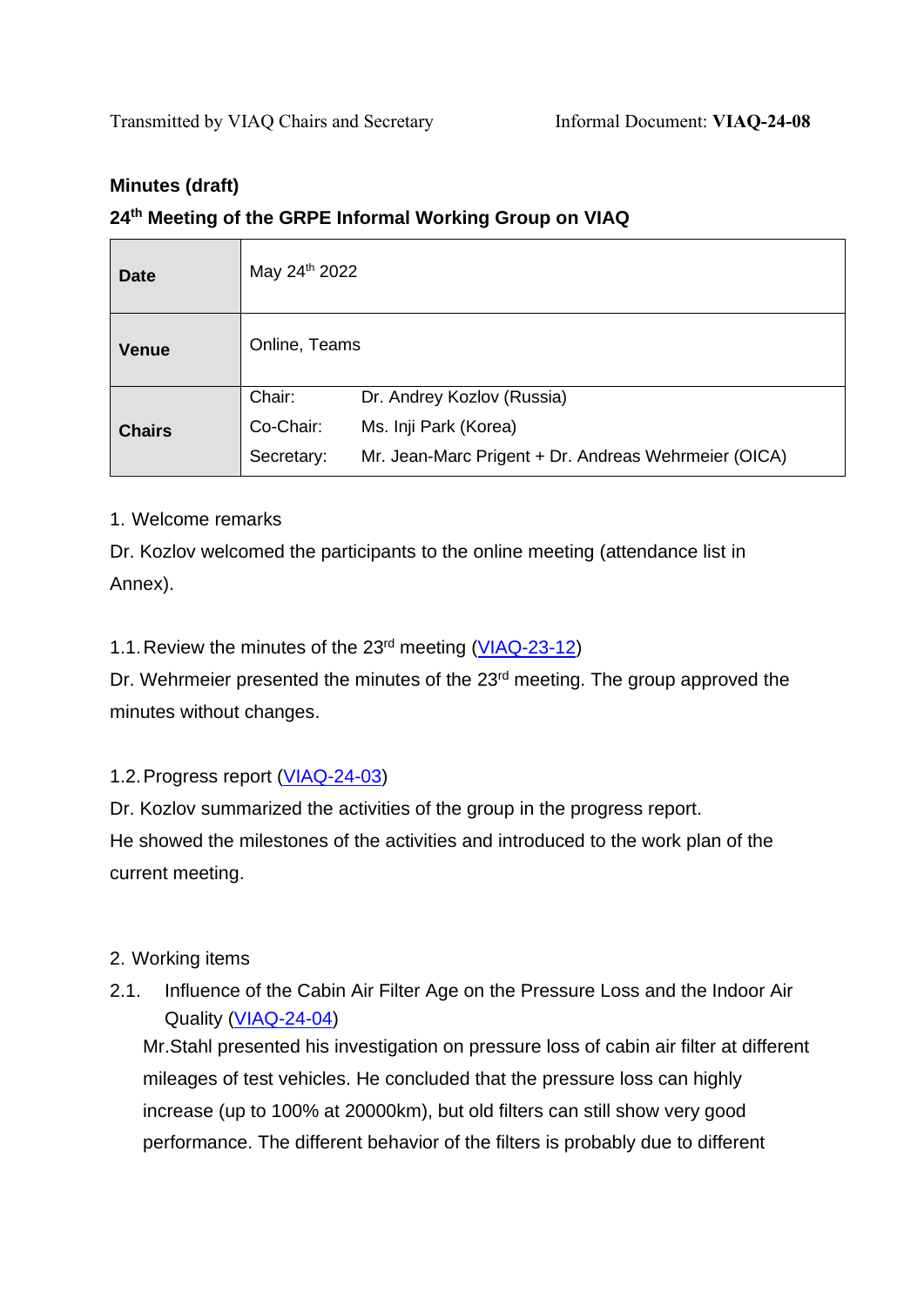Transmitted by VIAQ Chairs and Secretary Informal Document: **VIAQ-24-08**

**Minutes (draft)**

**24th Meeting of the GRPE Informal Working Group on VIAQ**

| | | |
|---|---|---|
| **Date** | May 24th 2022 | |
| **Venue** | Online, Teams | |
| **Chairs** | Chair: | Dr. Andrey Kozlov (Russia) |
| | Co-Chair: | Ms. Inji Park (Korea) |
| | Secretary: | Mr. Jean-Marc Prigent + Dr. Andreas Wehrmeier (OICA) |

1. Welcome remarks

Dr. Kozlov welcomed the participants to the online meeting (attendance list in Annex).

1.1. Review the minutes of the 23rd meeting (VIAQ-23-12)

Dr. Wehrmeier presented the minutes of the 23rd meeting. The group approved the minutes without changes.

1.2. Progress report (VIAQ-24-03)

Dr. Kozlov summarized the activities of the group in the progress report.
He showed the milestones of the activities and introduced to the work plan of the current meeting.

2. Working items

2.1. Influence of the Cabin Air Filter Age on the Pressure Loss and the Indoor Air Quality (VIAQ-24-04)

Mr.Stahl presented his investigation on pressure loss of cabin air filter at different mileages of test vehicles. He concluded that the pressure loss can highly increase (up to 100% at 20000km), but old filters can still show very good performance. The different behavior of the filters is probably due to different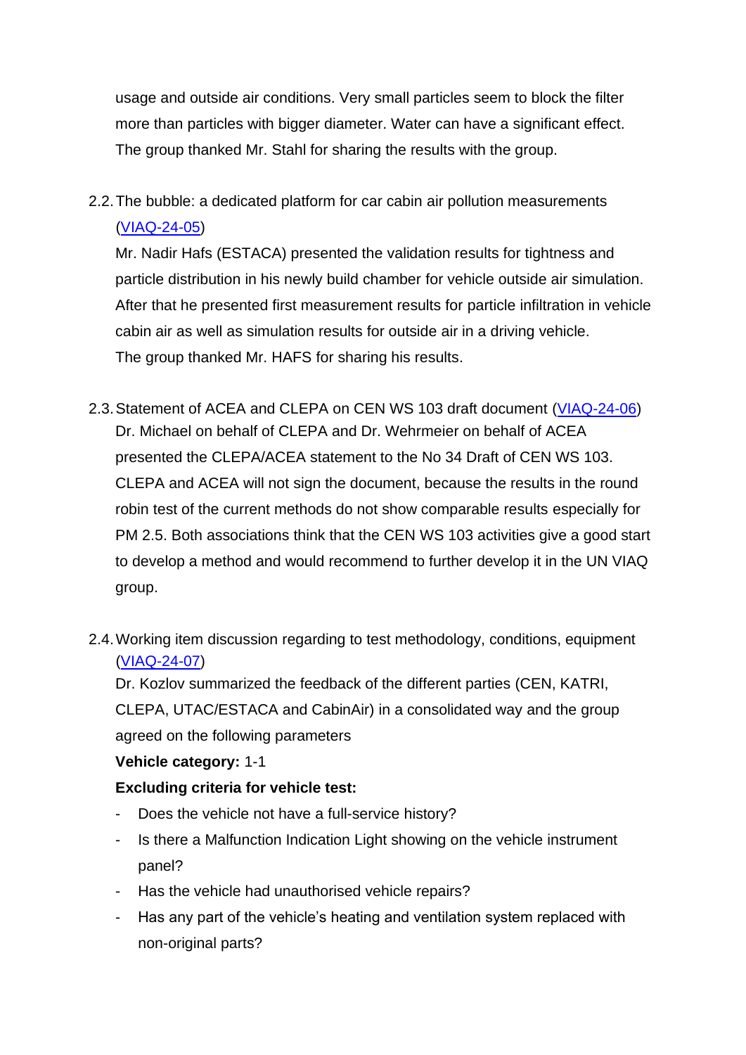usage and outside air conditions. Very small particles seem to block the filter more than particles with bigger diameter. Water can have a significant effect. The group thanked Mr. Stahl for sharing the results with the group.

2.2. The bubble: a dedicated platform for car cabin air pollution measurements (VIAQ-24-05)
Mr. Nadir Hafs (ESTACA) presented the validation results for tightness and particle distribution in his newly build chamber for vehicle outside air simulation. After that he presented first measurement results for particle infiltration in vehicle cabin air as well as simulation results for outside air in a driving vehicle.
The group thanked Mr. HAFS for sharing his results.

2.3. Statement of ACEA and CLEPA on CEN WS 103 draft document (VIAQ-24-06)
Dr. Michael on behalf of CLEPA and Dr. Wehrmeier on behalf of ACEA presented the CLEPA/ACEA statement to the No 34 Draft of CEN WS 103. CLEPA and ACEA will not sign the document, because the results in the round robin test of the current methods do not show comparable results especially for PM 2.5. Both associations think that the CEN WS 103 activities give a good start to develop a method and would recommend to further develop it in the UN VIAQ group.

2.4. Working item discussion regarding to test methodology, conditions, equipment (VIAQ-24-07)
Dr. Kozlov summarized the feedback of the different parties (CEN, KATRI, CLEPA, UTAC/ESTACA and CabinAir) in a consolidated way and the group agreed on the following parameters

**Vehicle category:** 1-1

**Excluding criteria for vehicle test:**

- Does the vehicle not have a full-service history?
- Is there a Malfunction Indication Light showing on the vehicle instrument panel?
- Has the vehicle had unauthorised vehicle repairs?
- Has any part of the vehicle's heating and ventilation system replaced with non-original parts?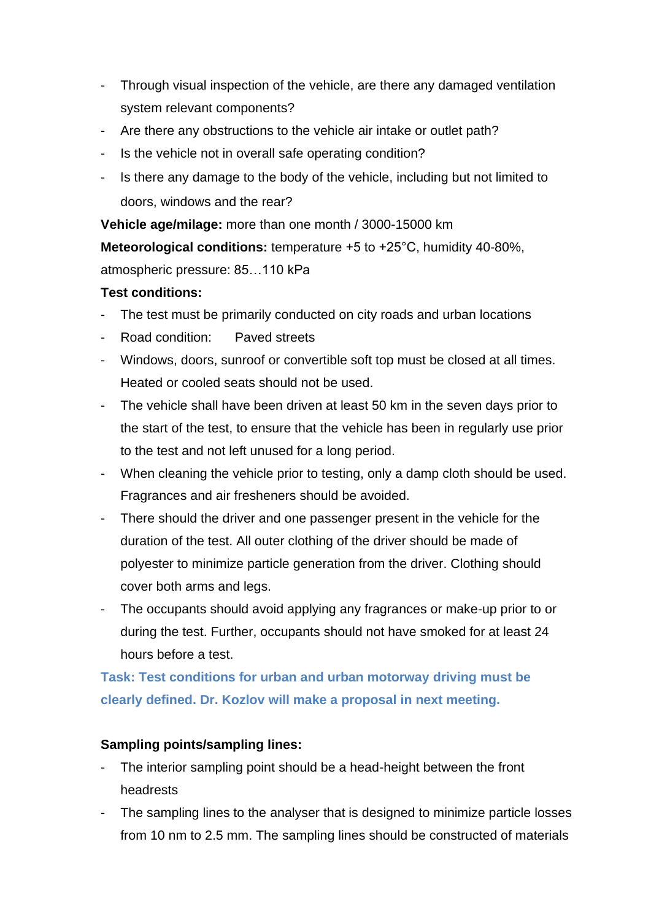- Through visual inspection of the vehicle, are there any damaged ventilation system relevant components?
- Are there any obstructions to the vehicle air intake or outlet path?
- Is the vehicle not in overall safe operating condition?
- Is there any damage to the body of the vehicle, including but not limited to doors, windows and the rear?

**Vehicle age/milage:** more than one month / 3000-15000 km

**Meteorological conditions:** temperature +5 to +25°C, humidity 40-80%, atmospheric pressure: 85…110 kPa

**Test conditions:**

- The test must be primarily conducted on city roads and urban locations
- Road condition: Paved streets
- Windows, doors, sunroof or convertible soft top must be closed at all times. Heated or cooled seats should not be used.
- The vehicle shall have been driven at least 50 km in the seven days prior to the start of the test, to ensure that the vehicle has been in regularly use prior to the test and not left unused for a long period.
- When cleaning the vehicle prior to testing, only a damp cloth should be used. Fragrances and air fresheners should be avoided.
- There should the driver and one passenger present in the vehicle for the duration of the test. All outer clothing of the driver should be made of polyester to minimize particle generation from the driver. Clothing should cover both arms and legs.
- The occupants should avoid applying any fragrances or make-up prior to or during the test. Further, occupants should not have smoked for at least 24 hours before a test.

**Task: Test conditions for urban and urban motorway driving must be clearly defined. Dr. Kozlov will make a proposal in next meeting.**

**Sampling points/sampling lines:**

- The interior sampling point should be a head-height between the front headrests
- The sampling lines to the analyser that is designed to minimize particle losses from 10 nm to 2.5 mm. The sampling lines should be constructed of materials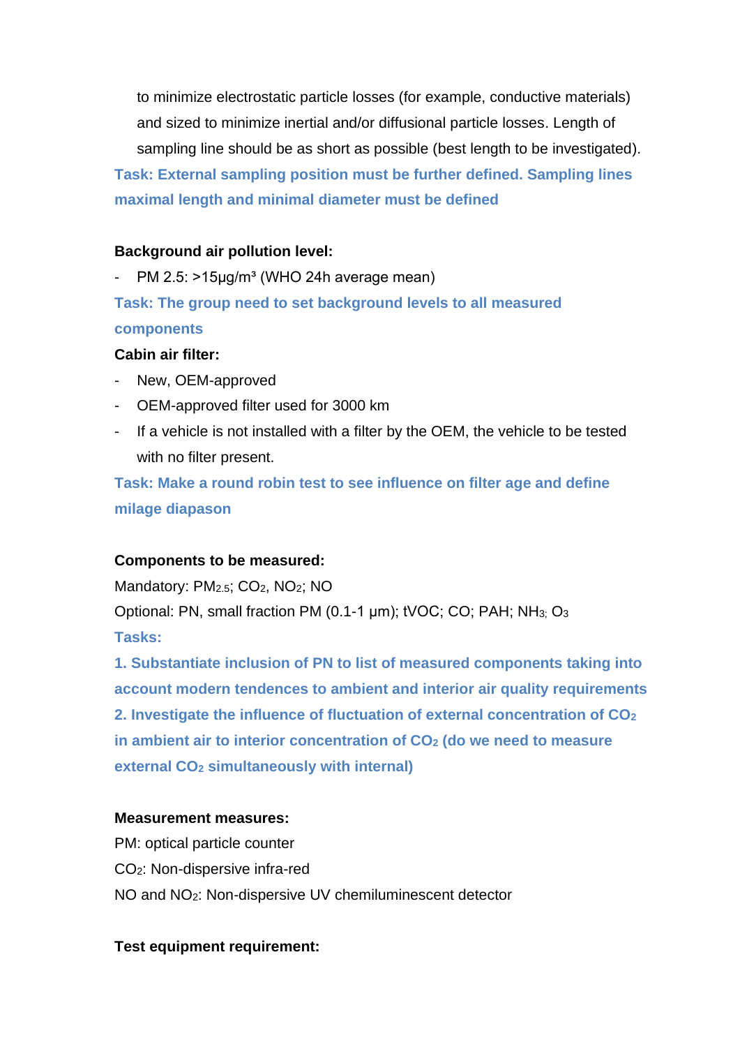to minimize electrostatic particle losses (for example, conductive materials) and sized to minimize inertial and/or diffusional particle losses. Length of sampling line should be as short as possible (best length to be investigated).

**Task: External sampling position must be further defined. Sampling lines maximal length and minimal diameter must be defined**

**Background air pollution level:**

- PM 2.5: >15µg/m³ (WHO 24h average mean)

**Task: The group need to set background levels to all measured components**

**Cabin air filter:**

- New, OEM-approved
- OEM-approved filter used for 3000 km
- If a vehicle is not installed with a filter by the OEM, the vehicle to be tested with no filter present.

**Task: Make a round robin test to see influence on filter age and define milage diapason**

**Components to be measured:**

Mandatory: $PM_{2.5}$; $CO_2$, $NO_2$; NO

Optional: PN, small fraction PM (0.1-1 µm); tVOC; CO; PAH; $NH_3$; $O_3$

**Tasks:**

**1. Substantiate inclusion of PN to list of measured components taking into account modern tendences to ambient and interior air quality requirements**

**2. Investigate the influence of fluctuation of external concentration of $CO_2$ in ambient air to interior concentration of $CO_2$ (do we need to measure external $CO_2$ simultaneously with internal)**

**Measurement measures:**

PM: optical particle counter

$CO_2$: Non-dispersive infra-red

NO and $NO_2$: Non-dispersive UV chemiluminescent detector

**Test equipment requirement:**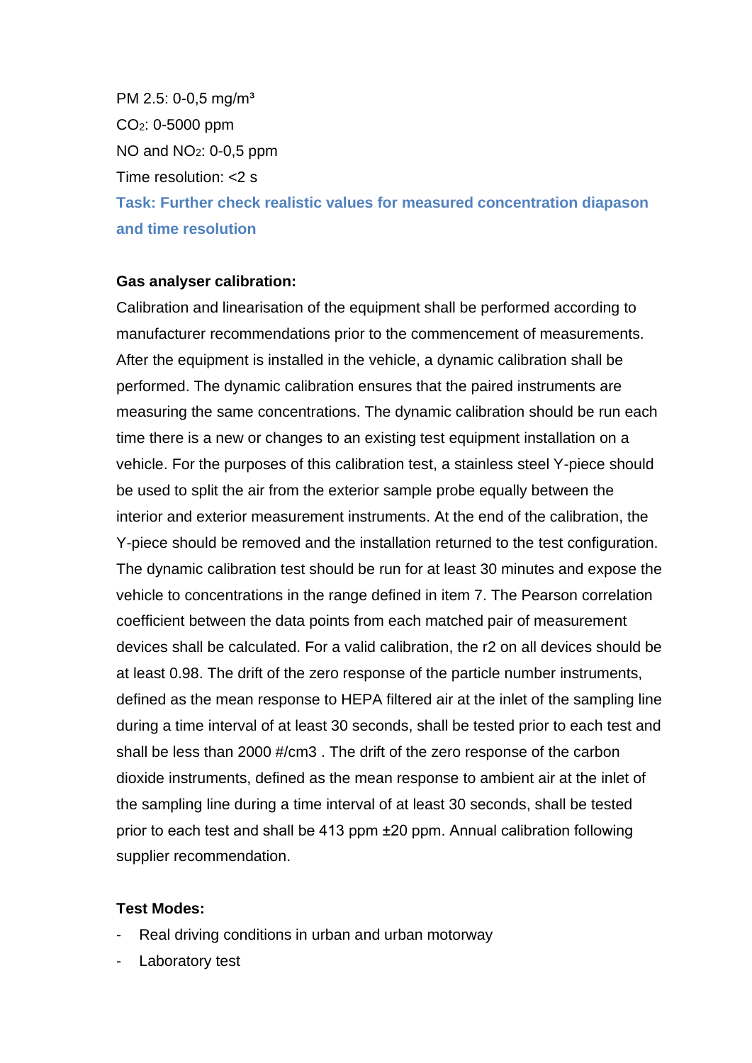PM 2.5: 0-0,5 mg/m³

$CO_2$: 0-5000 ppm

NO and $NO_2$: 0-0,5 ppm

Time resolution: <2 s

**Task: Further check realistic values for measured concentration diapason and time resolution**

**Gas analyser calibration:**

Calibration and linearisation of the equipment shall be performed according to manufacturer recommendations prior to the commencement of measurements. After the equipment is installed in the vehicle, a dynamic calibration shall be performed. The dynamic calibration ensures that the paired instruments are measuring the same concentrations. The dynamic calibration should be run each time there is a new or changes to an existing test equipment installation on a vehicle. For the purposes of this calibration test, a stainless steel Y-piece should be used to split the air from the exterior sample probe equally between the interior and exterior measurement instruments. At the end of the calibration, the Y-piece should be removed and the installation returned to the test configuration. The dynamic calibration test should be run for at least 30 minutes and expose the vehicle to concentrations in the range defined in item 7. The Pearson correlation coefficient between the data points from each matched pair of measurement devices shall be calculated. For a valid calibration, the r2 on all devices should be at least 0.98. The drift of the zero response of the particle number instruments, defined as the mean response to HEPA filtered air at the inlet of the sampling line during a time interval of at least 30 seconds, shall be tested prior to each test and shall be less than 2000 #/cm3 . The drift of the zero response of the carbon dioxide instruments, defined as the mean response to ambient air at the inlet of the sampling line during a time interval of at least 30 seconds, shall be tested prior to each test and shall be 413 ppm ±20 ppm. Annual calibration following supplier recommendation.

**Test Modes:**

- Real driving conditions in urban and urban motorway
- Laboratory test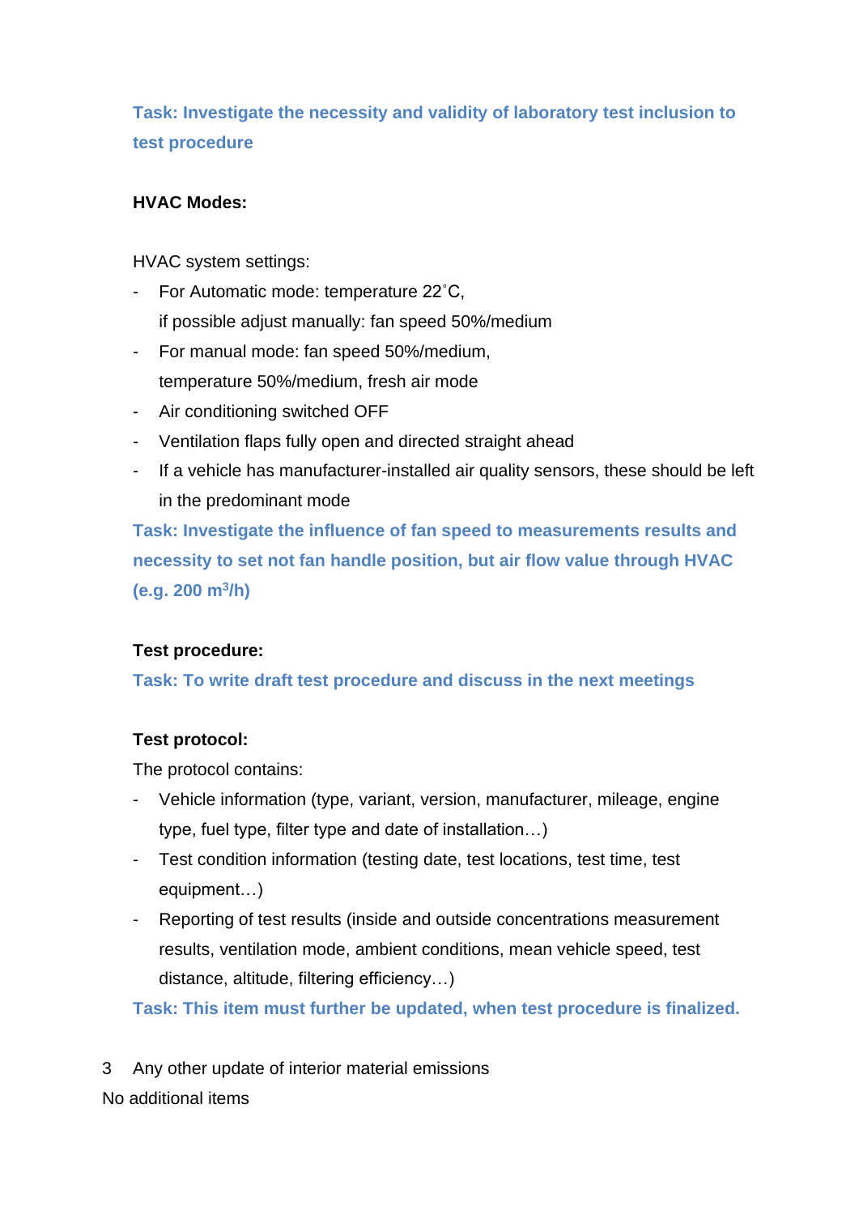**Task: Investigate the necessity and validity of laboratory test inclusion to test procedure**

**HVAC Modes:**

HVAC system settings:

- For Automatic mode: temperature 22˚C,
  if possible adjust manually: fan speed 50%/medium
- For manual mode: fan speed 50%/medium,
  temperature 50%/medium, fresh air mode
- Air conditioning switched OFF
- Ventilation flaps fully open and directed straight ahead
- If a vehicle has manufacturer-installed air quality sensors, these should be left in the predominant mode

**Task: Investigate the influence of fan speed to measurements results and necessity to set not fan handle position, but air flow value through HVAC (e.g. 200 $m^3$/h)**

**Test procedure:**

**Task: To write draft test procedure and discuss in the next meetings**

**Test protocol:**

The protocol contains:

- Vehicle information (type, variant, version, manufacturer, mileage, engine type, fuel type, filter type and date of installation…)
- Test condition information (testing date, test locations, test time, test equipment…)
- Reporting of test results (inside and outside concentrations measurement results, ventilation mode, ambient conditions, mean vehicle speed, test distance, altitude, filtering efficiency…)

**Task: This item must further be updated, when test procedure is finalized.**

3 Any other update of interior material emissions

No additional items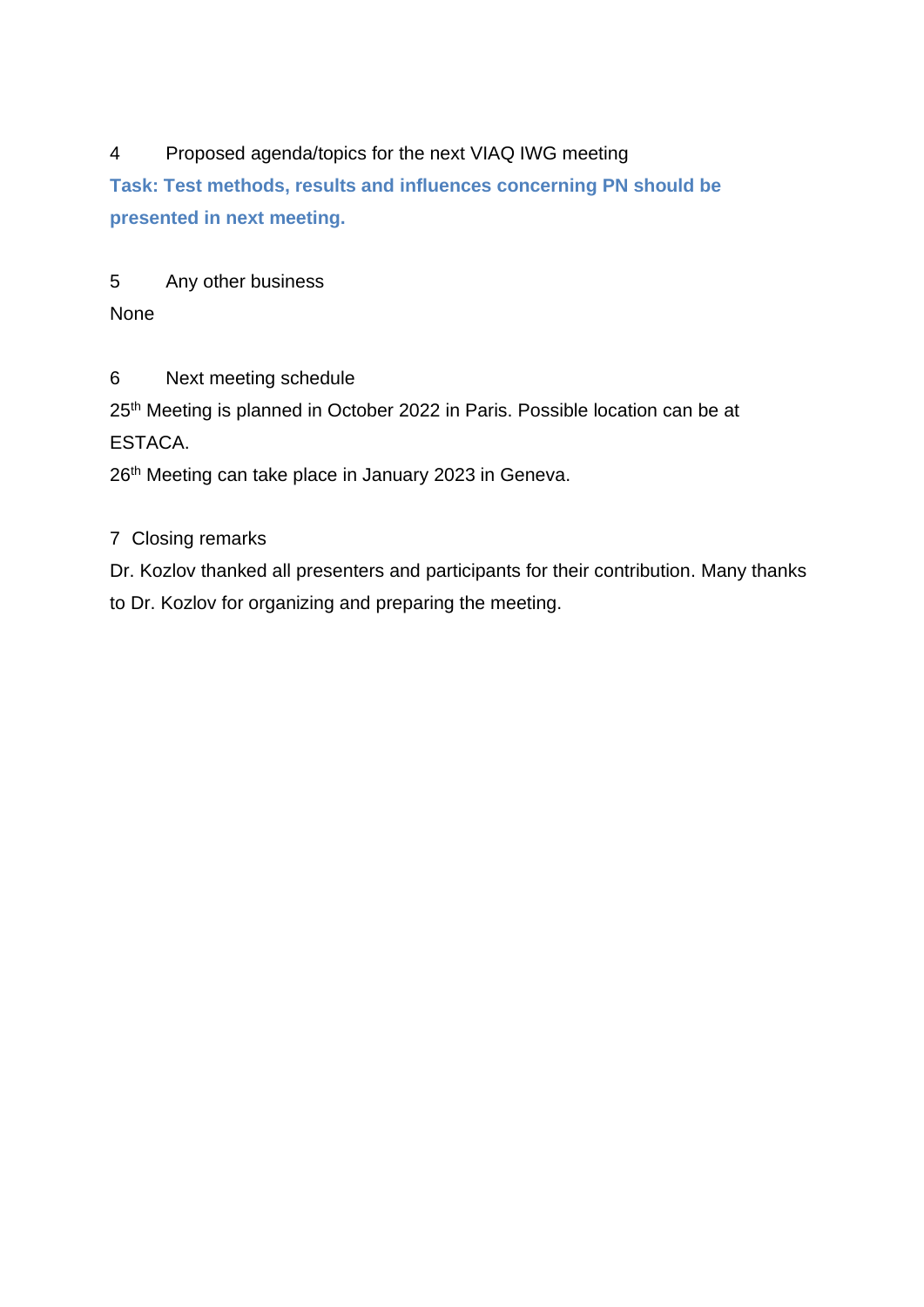4 Proposed agenda/topics for the next VIAQ IWG meeting

**Task: Test methods, results and influences concerning PN should be presented in next meeting.**

5 Any other business

None

6 Next meeting schedule

25th Meeting is planned in October 2022 in Paris. Possible location can be at ESTACA.

26th Meeting can take place in January 2023 in Geneva.

7 Closing remarks

Dr. Kozlov thanked all presenters and participants for their contribution. Many thanks to Dr. Kozlov for organizing and preparing the meeting.